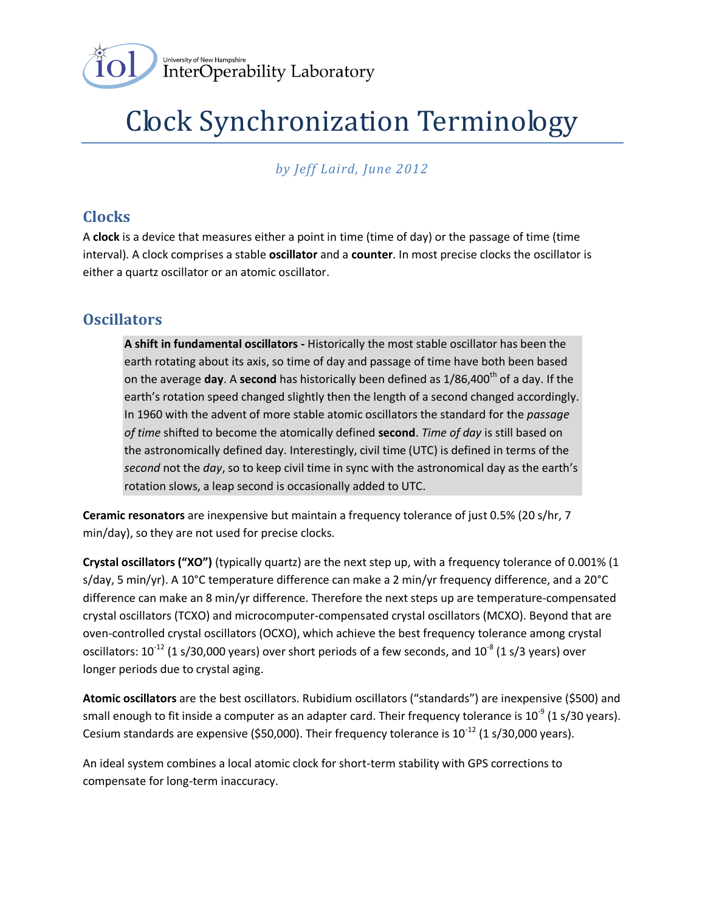University of New Hampshire InterOperability Laboratory

# Clock Synchronization Terminology

*by Jeff Laird, June 2012*

## Clocks

A **clock** is a device that measures either a point in time (time of day) or the passage of time (time interval). A clock comprises a stable **oscillator** and a **counter**. In most precise clocks the oscillator is either a quartz oscillator or an atomic oscillator.

## Oscillators

> **A shift in fundamental oscillators -** Historically the most stable oscillator has been the earth rotating about its axis, so time of day and passage of time have both been based on the average **day**. A **second** has historically been defined as 1/86,400th of a day. If the earth's rotation speed changed slightly then the length of a second changed accordingly. In 1960 with the advent of more stable atomic oscillators the standard for the *passage of time* shifted to become the atomically defined **second**. *Time of day* is still based on the astronomically defined day. Interestingly, civil time (UTC) is defined in terms of the *second* not the *day*, so to keep civil time in sync with the astronomical day as the earth's rotation slows, a leap second is occasionally added to UTC.

**Ceramic resonators** are inexpensive but maintain a frequency tolerance of just 0.5% (20 s/hr, 7 min/day), so they are not used for precise clocks.

**Crystal oscillators ("XO")** (typically quartz) are the next step up, with a frequency tolerance of 0.001% (1 s/day, 5 min/yr). A 10°C temperature difference can make a 2 min/yr frequency difference, and a 20°C difference can make an 8 min/yr difference. Therefore the next steps up are temperature-compensated crystal oscillators (TCXO) and microcomputer-compensated crystal oscillators (MCXO). Beyond that are oven-controlled crystal oscillators (OCXO), which achieve the best frequency tolerance among crystal oscillators: $10^{-12}$ (1 s/30,000 years) over short periods of a few seconds, and $10^{-8}$ (1 s/3 years) over longer periods due to crystal aging.

**Atomic oscillators** are the best oscillators. Rubidium oscillators ("standards") are inexpensive ($500) and small enough to fit inside a computer as an adapter card. Their frequency tolerance is $10^{-9}$ (1 s/30 years). Cesium standards are expensive ($50,000). Their frequency tolerance is $10^{-12}$ (1 s/30,000 years).

An ideal system combines a local atomic clock for short-term stability with GPS corrections to compensate for long-term inaccuracy.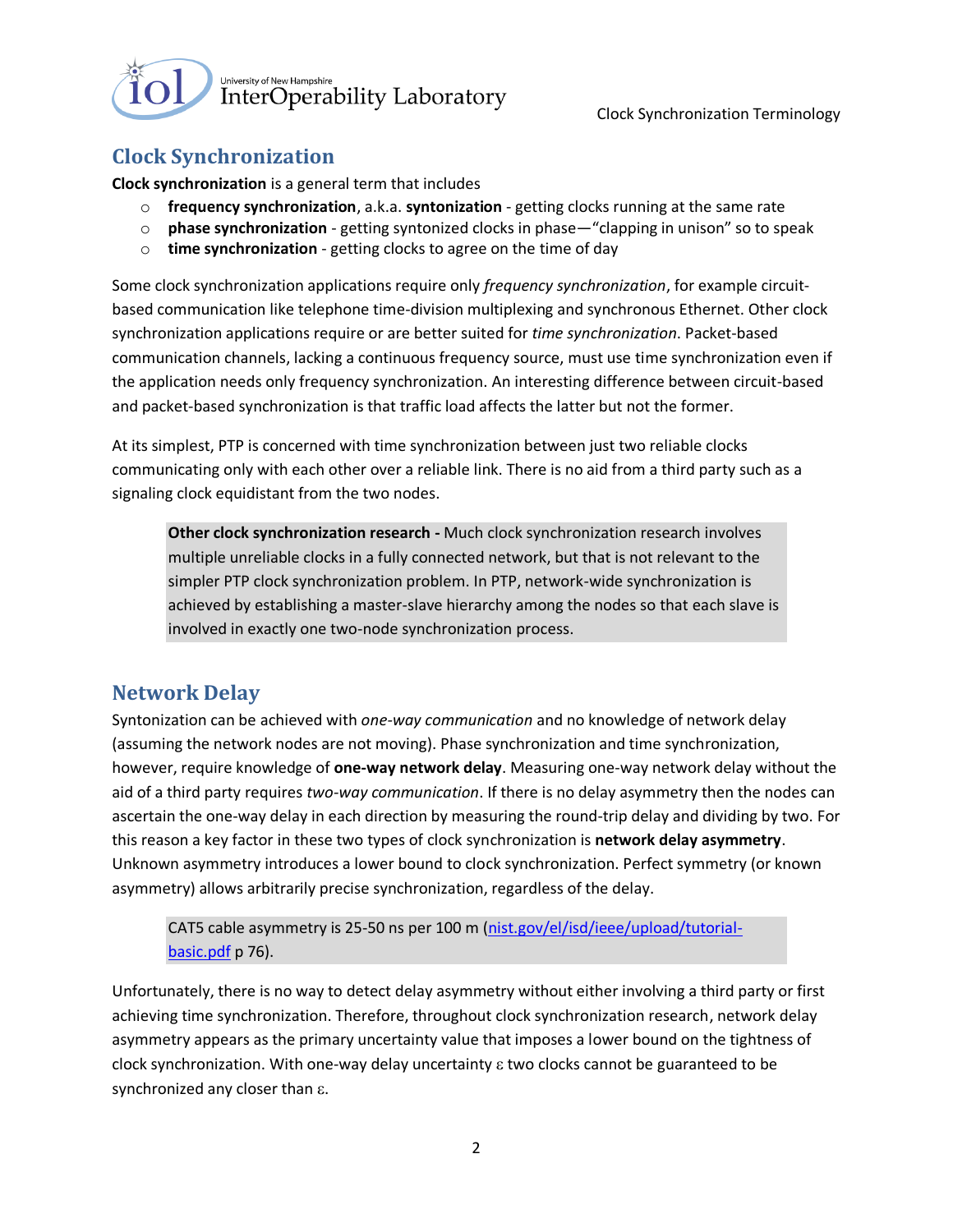## Clock Synchronization

**Clock synchronization** is a general term that includes

- **frequency synchronization**, a.k.a. **syntonization** - getting clocks running at the same rate
- **phase synchronization** - getting syntonized clocks in phase—"clapping in unison" so to speak
- **time synchronization** - getting clocks to agree on the time of day

Some clock synchronization applications require only *frequency synchronization*, for example circuit-based communication like telephone time-division multiplexing and synchronous Ethernet. Other clock synchronization applications require or are better suited for *time synchronization*. Packet-based communication channels, lacking a continuous frequency source, must use time synchronization even if the application needs only frequency synchronization. An interesting difference between circuit-based and packet-based synchronization is that traffic load affects the latter but not the former.

At its simplest, PTP is concerned with time synchronization between just two reliable clocks communicating only with each other over a reliable link. There is no aid from a third party such as a signaling clock equidistant from the two nodes.

> **Other clock synchronization research -** Much clock synchronization research involves multiple unreliable clocks in a fully connected network, but that is not relevant to the simpler PTP clock synchronization problem. In PTP, network-wide synchronization is achieved by establishing a master-slave hierarchy among the nodes so that each slave is involved in exactly one two-node synchronization process.

## Network Delay

Syntonization can be achieved with *one-way communication* and no knowledge of network delay (assuming the network nodes are not moving). Phase synchronization and time synchronization, however, require knowledge of **one-way network delay**. Measuring one-way network delay without the aid of a third party requires *two-way communication*. If there is no delay asymmetry then the nodes can ascertain the one-way delay in each direction by measuring the round-trip delay and dividing by two. For this reason a key factor in these two types of clock synchronization is **network delay asymmetry**. Unknown asymmetry introduces a lower bound to clock synchronization. Perfect symmetry (or known asymmetry) allows arbitrarily precise synchronization, regardless of the delay.

> CAT5 cable asymmetry is 25-50 ns per 100 m (nist.gov/el/isd/ieee/upload/tutorial-basic.pdf p 76).

Unfortunately, there is no way to detect delay asymmetry without either involving a third party or first achieving time synchronization. Therefore, throughout clock synchronization research, network delay asymmetry appears as the primary uncertainty value that imposes a lower bound on the tightness of clock synchronization. With one-way delay uncertainty $\varepsilon$ two clocks cannot be guaranteed to be synchronized any closer than $\varepsilon$.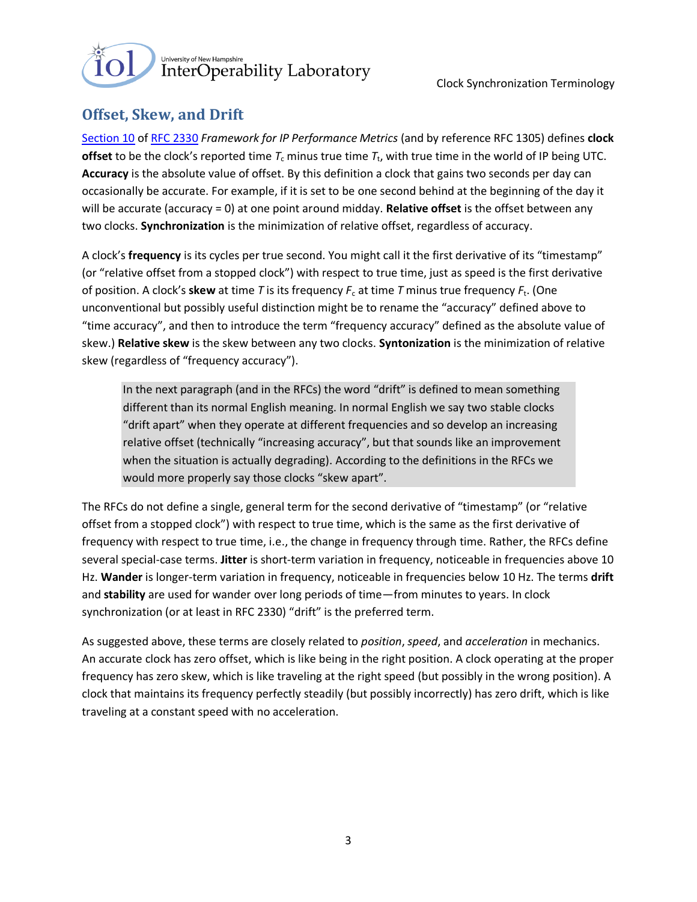## Offset, Skew, and Drift

Section 10 of RFC 2330 *Framework for IP Performance Metrics* (and by reference RFC 1305) defines **clock offset** to be the clock's reported time $T_c$ minus true time $T_t$, with true time in the world of IP being UTC. **Accuracy** is the absolute value of offset. By this definition a clock that gains two seconds per day can occasionally be accurate. For example, if it is set to be one second behind at the beginning of the day it will be accurate (accuracy = 0) at one point around midday. **Relative offset** is the offset between any two clocks. **Synchronization** is the minimization of relative offset, regardless of accuracy.

A clock's **frequency** is its cycles per true second. You might call it the first derivative of its "timestamp" (or "relative offset from a stopped clock") with respect to true time, just as speed is the first derivative of position. A clock's **skew** at time $T$ is its frequency $F_c$ at time $T$ minus true frequency $F_t$. (One unconventional but possibly useful distinction might be to rename the "accuracy" defined above to "time accuracy", and then to introduce the term "frequency accuracy" defined as the absolute value of skew.) **Relative skew** is the skew between any two clocks. **Syntonization** is the minimization of relative skew (regardless of "frequency accuracy").

> In the next paragraph (and in the RFCs) the word "drift" is defined to mean something different than its normal English meaning. In normal English we say two stable clocks "drift apart" when they operate at different frequencies and so develop an increasing relative offset (technically "increasing accuracy", but that sounds like an improvement when the situation is actually degrading). According to the definitions in the RFCs we would more properly say those clocks "skew apart".

The RFCs do not define a single, general term for the second derivative of "timestamp" (or "relative offset from a stopped clock") with respect to true time, which is the same as the first derivative of frequency with respect to true time, i.e., the change in frequency through time. Rather, the RFCs define several special-case terms. **Jitter** is short-term variation in frequency, noticeable in frequencies above 10 Hz. **Wander** is longer-term variation in frequency, noticeable in frequencies below 10 Hz. The terms **drift** and **stability** are used for wander over long periods of time—from minutes to years. In clock synchronization (or at least in RFC 2330) "drift" is the preferred term.

As suggested above, these terms are closely related to *position*, *speed*, and *acceleration* in mechanics. An accurate clock has zero offset, which is like being in the right position. A clock operating at the proper frequency has zero skew, which is like traveling at the right speed (but possibly in the wrong position). A clock that maintains its frequency perfectly steadily (but possibly incorrectly) has zero drift, which is like traveling at a constant speed with no acceleration.